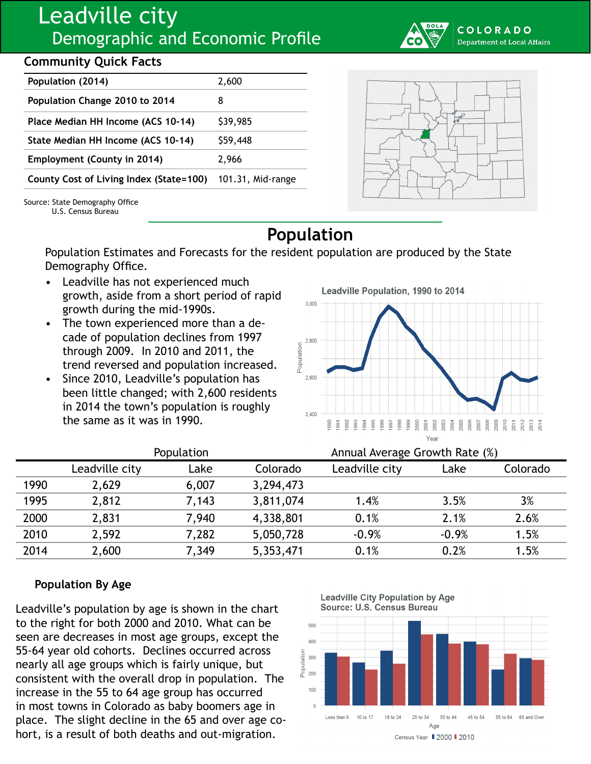# Leadville city

## Demographic and Economic Profile

COLORADO Department of Local Affairs

### Community Quick Facts

| | |
|---|---|
| Population (2014) | 2,600 |
| Population Change 2010 to 2014 | 8 |
| Place Median HH Income (ACS 10-14) | $39,985 |
| State Median HH Income (ACS 10-14) | $59,448 |
| Employment (County in 2014) | 2,966 |
| County Cost of Living Index (State=100) | 101.31, Mid-range |

Source: State Demography Office
U.S. Census Bureau

## Population

Population Estimates and Forecasts for the resident population are produced by the State Demography Office.

- Leadville has not experienced much growth, aside from a short period of rapid growth during the mid-1990s.
- The town experienced more than a decade of population declines from 1997 through 2009. In 2010 and 2011, the trend reversed and population increased.
- Since 2010, Leadville's population has been little changed; with 2,600 residents in 2014 the town's population is roughly the same as it was in 1990.

Leadville Population, 1990 to 2014

| | Population | | | Annual Average Growth Rate (%) | | |
|---|---|---|---|---|---|---|
| | Leadville city | Lake | Colorado | Leadville city | Lake | Colorado |
| 1990 | 2,629 | 6,007 | 3,294,473 | | | |
| 1995 | 2,812 | 7,143 | 3,811,074 | 1.4% | 3.5% | 3% |
| 2000 | 2,831 | 7,940 | 4,338,801 | 0.1% | 2.1% | 2.6% |
| 2010 | 2,592 | 7,282 | 5,050,728 | -0.9% | -0.9% | 1.5% |
| 2014 | 2,600 | 7,349 | 5,353,471 | 0.1% | 0.2% | 1.5% |

### Population By Age

Leadville's population by age is shown in the chart to the right for both 2000 and 2010. What can be seen are decreases in most age groups, except the 55-64 year old cohorts. Declines occurred across nearly all age groups which is fairly unique, but consistent with the overall drop in population. The increase in the 55 to 64 age group has occurred in most towns in Colorado as baby boomers age in place. The slight decline in the 65 and over age cohort, is a result of both deaths and out-migration.

Leadville City Population by Age
Source: U.S. Census Bureau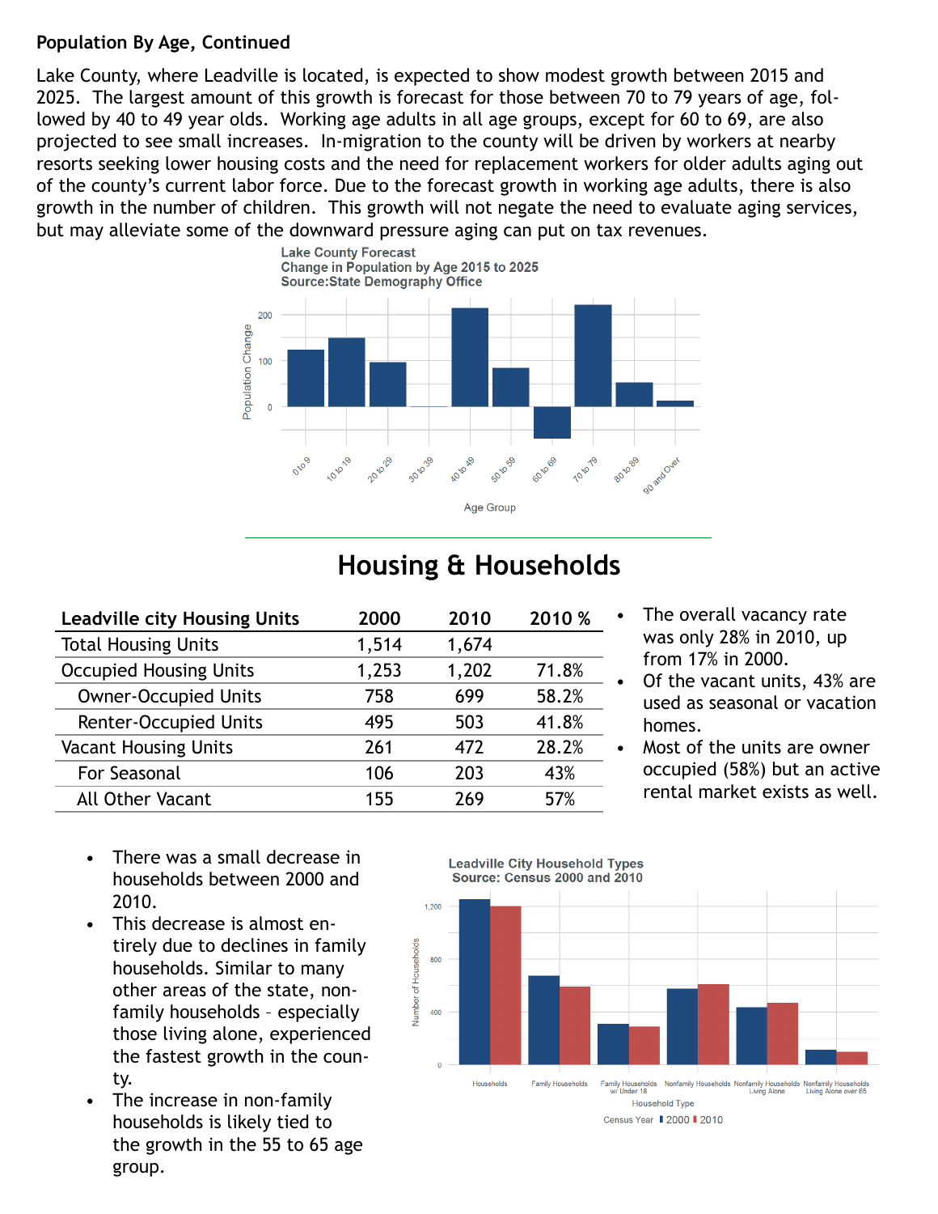**Population By Age, Continued**

Lake County, where Leadville is located, is expected to show modest growth between 2015 and 2025. The largest amount of this growth is forecast for those between 70 to 79 years of age, followed by 40 to 49 year olds. Working age adults in all age groups, except for 60 to 69, are also projected to see small increases. In-migration to the county will be driven by workers at nearby resorts seeking lower housing costs and the need for replacement workers for older adults aging out of the county's current labor force. Due to the forecast growth in working age adults, there is also growth in the number of children. This growth will not negate the need to evaluate aging services, but may alleviate some of the downward pressure aging can put on tax revenues.

## Housing & Households

| Leadville city Housing Units | 2000 | 2010 | 2010 % |
|---|---|---|---|
| Total Housing Units | 1,514 | 1,674 | |
| Occupied Housing Units | 1,253 | 1,202 | 71.8% |
| Owner-Occupied Units | 758 | 699 | 58.2% |
| Renter-Occupied Units | 495 | 503 | 41.8% |
| Vacant Housing Units | 261 | 472 | 28.2% |
| For Seasonal | 106 | 203 | 43% |
| All Other Vacant | 155 | 269 | 57% |

- The overall vacancy rate was only 28% in 2010, up from 17% in 2000.
- Of the vacant units, 43% are used as seasonal or vacation homes.
- Most of the units are owner occupied (58%) but an active rental market exists as well.

- There was a small decrease in households between 2000 and 2010.
- This decrease is almost entirely due to declines in family households. Similar to many other areas of the state, non-family households – especially those living alone, experienced the fastest growth in the county.
- The increase in non-family households is likely tied to the growth in the 55 to 65 age group.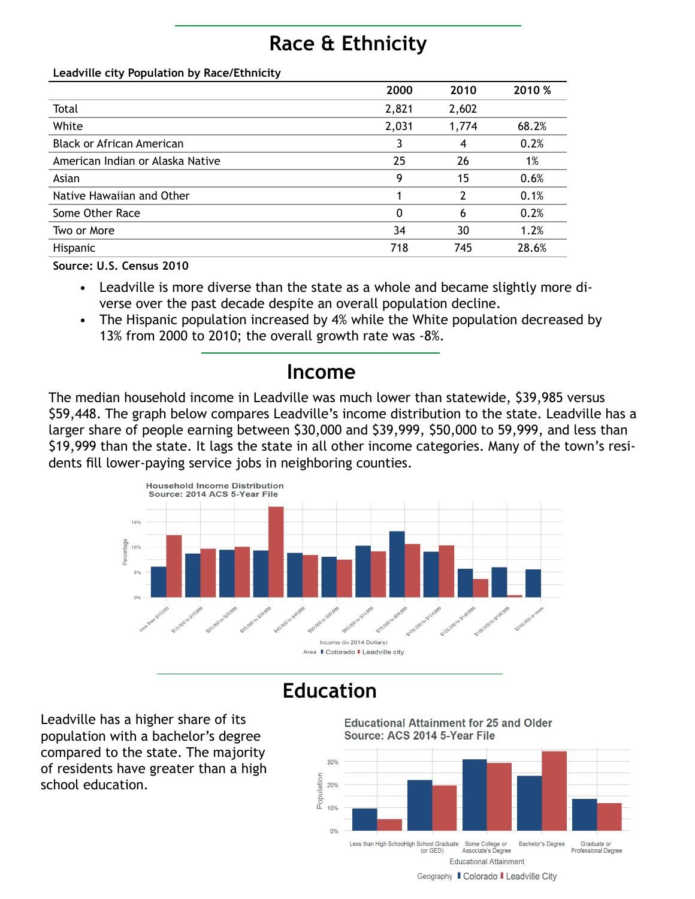# Race & Ethnicity

**Leadville city Population by Race/Ethnicity**

| | 2000 | 2010 | 2010 % |
|---|---|---|---|
| Total | 2,821 | 2,602 | |
| White | 2,031 | 1,774 | 68.2% |
| Black or African American | 3 | 4 | 0.2% |
| American Indian or Alaska Native | 25 | 26 | 1% |
| Asian | 9 | 15 | 0.6% |
| Native Hawaiian and Other | 1 | 2 | 0.1% |
| Some Other Race | 0 | 6 | 0.2% |
| Two or More | 34 | 30 | 1.2% |
| Hispanic | 718 | 745 | 28.6% |

**Source: U.S. Census 2010**

- Leadville is more diverse than the state as a whole and became slightly more diverse over the past decade despite an overall population decline.
- The Hispanic population increased by 4% while the White population decreased by 13% from 2000 to 2010; the overall growth rate was -8%.

# Income

The median household income in Leadville was much lower than statewide, $39,985 versus $59,448. The graph below compares Leadville's income distribution to the state. Leadville has a larger share of people earning between $30,000 and $39,999, $50,000 to 59,999, and less than $19,999 than the state. It lags the state in all other income categories. Many of the town's residents fill lower-paying service jobs in neighboring counties.

# Education

Leadville has a higher share of its population with a bachelor's degree compared to the state. The majority of residents have greater than a high school education.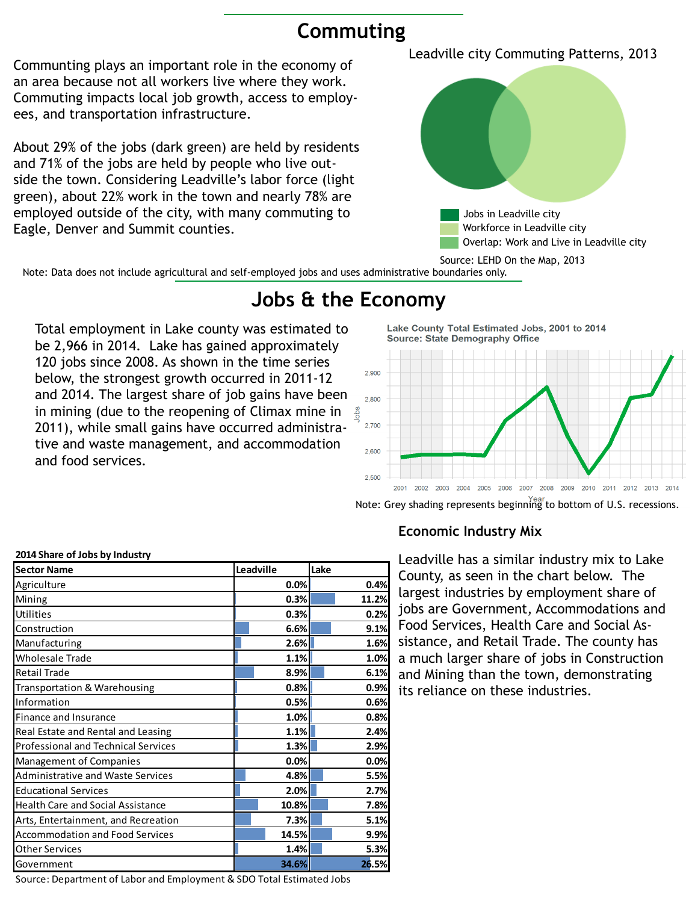## Commuting

Communting plays an important role in the economy of an area because not all workers live where they work. Commuting impacts local job growth, access to employees, and transportation infrastructure.

About 29% of the jobs (dark green) are held by residents and 71% of the jobs are held by people who live outside the town. Considering Leadville's labor force (light green), about 22% work in the town and nearly 78% are employed outside of the city, with many commuting to Eagle, Denver and Summit counties.

Leadville city Commuting Patterns, 2013

- Jobs in Leadville city
- Workforce in Leadville city
- Overlap: Work and Live in Leadville city

Source: LEHD On the Map, 2013

Note: Data does not include agricultural and self-employed jobs and uses administrative boundaries only.

## Jobs & the Economy

Total employment in Lake county was estimated to be 2,966 in 2014. Lake has gained approximately 120 jobs since 2008. As shown in the time series below, the strongest growth occurred in 2011-12 and 2014. The largest share of job gains have been in mining (due to the reopening of Climax mine in 2011), while small gains have occurred administrative and waste management, and accommodation and food services.

Lake County Total Estimated Jobs, 2001 to 2014
Source: State Demography Office

Note: Grey shading represents beginning to bottom of U.S. recessions.

### Economic Industry Mix

Leadville has a similar industry mix to Lake County, as seen in the chart below. The largest industries by employment share of jobs are Government, Accommodations and Food Services, Health Care and Social Assistance, and Retail Trade. The county has a much larger share of jobs in Construction and Mining than the town, demonstrating its reliance on these industries.

**2014 Share of Jobs by Industry**

| Sector Name | Leadville | Lake |
|---|---|---|
| Agriculture | 0.0% | 0.4% |
| Mining | 0.3% | 11.2% |
| Utilities | 0.3% | 0.2% |
| Construction | 6.6% | 9.1% |
| Manufacturing | 2.6% | 1.6% |
| Wholesale Trade | 1.1% | 1.0% |
| Retail Trade | 8.9% | 6.1% |
| Transportation & Warehousing | 0.8% | 0.9% |
| Information | 0.5% | 0.6% |
| Finance and Insurance | 1.0% | 0.8% |
| Real Estate and Rental and Leasing | 1.1% | 2.4% |
| Professional and Technical Services | 1.3% | 2.9% |
| Management of Companies | 0.0% | 0.0% |
| Administrative and Waste Services | 4.8% | 5.5% |
| Educational Services | 2.0% | 2.7% |
| Health Care and Social Assistance | 10.8% | 7.8% |
| Arts, Entertainment, and Recreation | 7.3% | 5.1% |
| Accommodation and Food Services | 14.5% | 9.9% |
| Other Services | 1.4% | 5.3% |
| Government | 34.6% | 26.5% |

Source: Department of Labor and Employment & SDO Total Estimated Jobs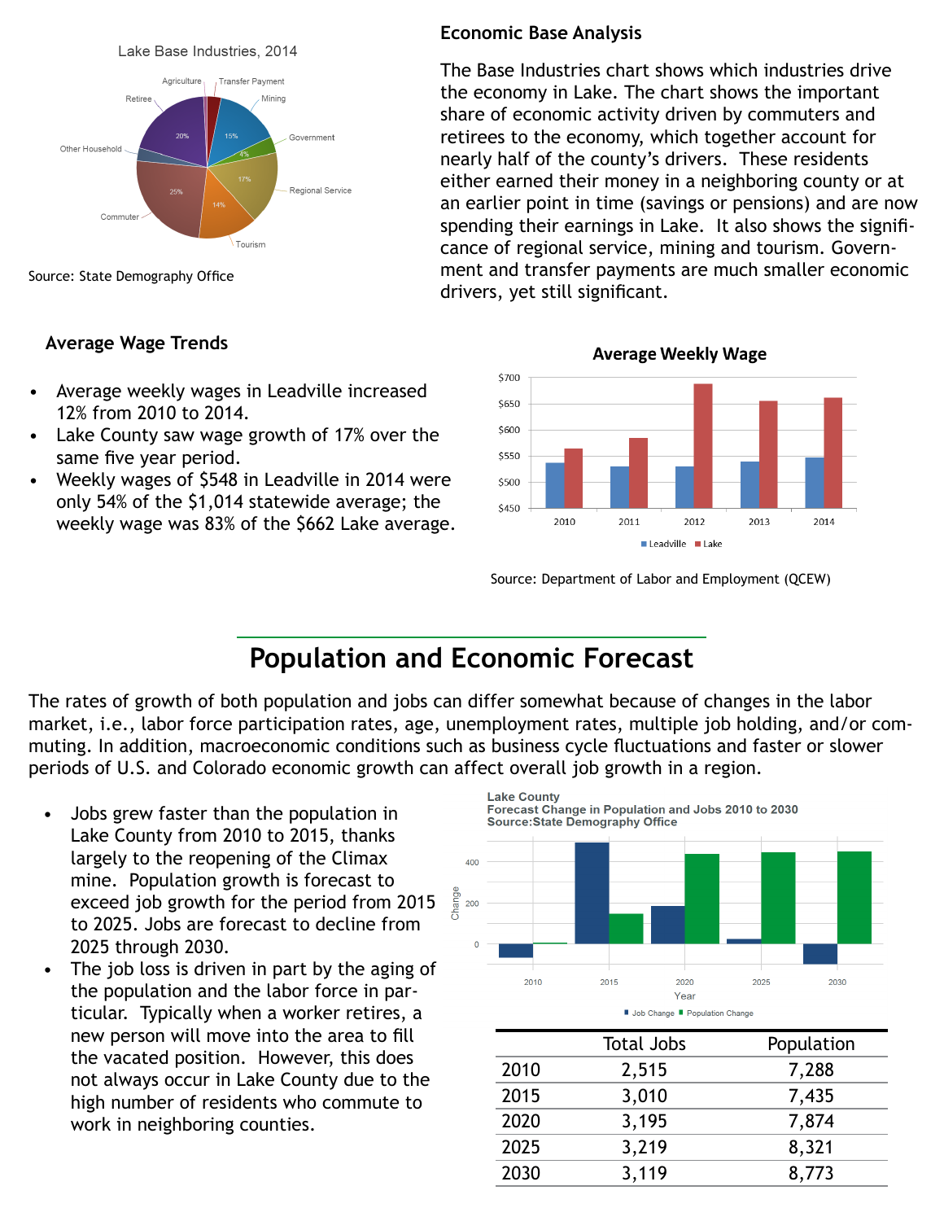Lake Base Industries, 2014

Agriculture
Transfer Payment
Retiree
Mining
20%
15%
Government
Other Household
4%
17%
25%
Regional Service
14%
Commuter
Tourism

Source: State Demography Office

### Economic Base Analysis

The Base Industries chart shows which industries drive the economy in Lake. The chart shows the important share of economic activity driven by commuters and retirees to the economy, which together account for nearly half of the county's drivers. These residents either earned their money in a neighboring county or at an earlier point in time (savings or pensions) and are now spending their earnings in Lake. It also shows the significance of regional service, mining and tourism. Government and transfer payments are much smaller economic drivers, yet still significant.

### Average Wage Trends

- Average weekly wages in Leadville increased 12% from 2010 to 2014.
- Lake County saw wage growth of 17% over the same five year period.
- Weekly wages of $548 in Leadville in 2014 were only 54% of the $1,014 statewide average; the weekly wage was 83% of the $662 Lake average.

Average Weekly Wage

$700
$650
$600
$550
$500
$450
2010
2011
2012
2013
2014
Leadville
Lake

Source: Department of Labor and Employment (QCEW)

## Population and Economic Forecast

The rates of growth of both population and jobs can differ somewhat because of changes in the labor market, i.e., labor force participation rates, age, unemployment rates, multiple job holding, and/or commuting. In addition, macroeconomic conditions such as business cycle fluctuations and faster or slower periods of U.S. and Colorado economic growth can affect overall job growth in a region.

- Jobs grew faster than the population in Lake County from 2010 to 2015, thanks largely to the reopening of the Climax mine. Population growth is forecast to exceed job growth for the period from 2015 to 2025. Jobs are forecast to decline from 2025 through 2030.
- The job loss is driven in part by the aging of the population and the labor force in particular. Typically when a worker retires, a new person will move into the area to fill the vacated position. However, this does not always occur in Lake County due to the high number of residents who commute to work in neighboring counties.

Lake County
Forecast Change in Population and Jobs 2010 to 2030
Source:State Demography Office

400
200
0
Change
2010
2015
2020
2025
2030
Year
Job Change
Population Change

| | Total Jobs | Population |
|---|---|---|
| 2010 | 2,515 | 7,288 |
| 2015 | 3,010 | 7,435 |
| 2020 | 3,195 | 7,874 |
| 2025 | 3,219 | 8,321 |
| 2030 | 3,119 | 8,773 |